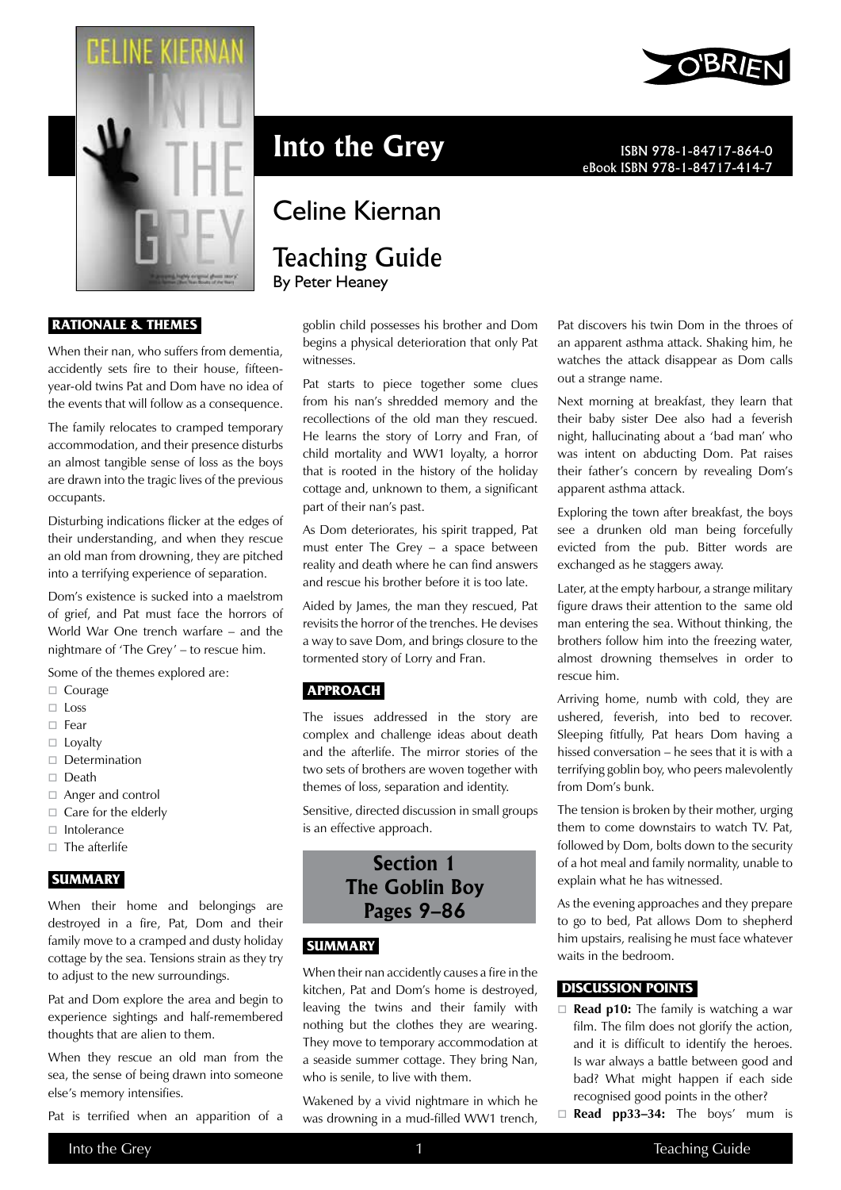# Into the Grey

ISBN 978-1-84717-864-0
eBook ISBN 978-1-84717-414-7

## Celine Kiernan

## Teaching Guide

By Peter Heaney

### RATIONALE & THEMES

When their nan, who suffers from dementia, accidently sets fire to their house, fifteen-year-old twins Pat and Dom have no idea of the events that will follow as a consequence.

The family relocates to cramped temporary accommodation, and their presence disturbs an almost tangible sense of loss as the boys are drawn into the tragic lives of the previous occupants.

Disturbing indications flicker at the edges of their understanding, and when they rescue an old man from drowning, they are pitched into a terrifying experience of separation.

Dom's existence is sucked into a maelstrom of grief, and Pat must face the horrors of World War One trench warfare – and the nightmare of 'The Grey' – to rescue him.

Some of the themes explored are:

- Courage
- Loss
- Fear
- Loyalty
- Determination
- Death
- Anger and control
- Care for the elderly
- Intolerance
- The afterlife

### SUMMARY

When their home and belongings are destroyed in a fire, Pat, Dom and their family move to a cramped and dusty holiday cottage by the sea. Tensions strain as they try to adjust to the new surroundings.

Pat and Dom explore the area and begin to experience sightings and half-remembered thoughts that are alien to them.

When they rescue an old man from the sea, the sense of being drawn into someone else's memory intensifies.

Pat is terrified when an apparition of a goblin child possesses his brother and Dom begins a physical deterioration that only Pat witnesses.

Pat starts to piece together some clues from his nan's shredded memory and the recollections of the old man they rescued. He learns the story of Lorry and Fran, of child mortality and WW1 loyalty, a horror that is rooted in the history of the holiday cottage and, unknown to them, a significant part of their nan's past.

As Dom deteriorates, his spirit trapped, Pat must enter The Grey – a space between reality and death where he can find answers and rescue his brother before it is too late.

Aided by James, the man they rescued, Pat revisits the horror of the trenches. He devises a way to save Dom, and brings closure to the tormented story of Lorry and Fran.

### APPROACH

The issues addressed in the story are complex and challenge ideas about death and the afterlife. The mirror stories of the two sets of brothers are woven together with themes of loss, separation and identity.

Sensitive, directed discussion in small groups is an effective approach.

## Section 1
## The Goblin Boy
## Pages 9–86

### SUMMARY

When their nan accidently causes a fire in the kitchen, Pat and Dom's home is destroyed, leaving the twins and their family with nothing but the clothes they are wearing. They move to temporary accommodation at a seaside summer cottage. They bring Nan, who is senile, to live with them.

Wakened by a vivid nightmare in which he was drowning in a mud-filled WW1 trench, Pat discovers his twin Dom in the throes of an apparent asthma attack. Shaking him, he watches the attack disappear as Dom calls out a strange name.

Next morning at breakfast, they learn that their baby sister Dee also had a feverish night, hallucinating about a 'bad man' who was intent on abducting Dom. Pat raises their father's concern by revealing Dom's apparent asthma attack.

Exploring the town after breakfast, the boys see a drunken old man being forcefully evicted from the pub. Bitter words are exchanged as he staggers away.

Later, at the empty harbour, a strange military figure draws their attention to the same old man entering the sea. Without thinking, the brothers follow him into the freezing water, almost drowning themselves in order to rescue him.

Arriving home, numb with cold, they are ushered, feverish, into bed to recover. Sleeping fitfully, Pat hears Dom having a hissed conversation – he sees that it is with a terrifying goblin boy, who peers malevolently from Dom's bunk.

The tension is broken by their mother, urging them to come downstairs to watch TV. Pat, followed by Dom, bolts down to the security of a hot meal and family normality, unable to explain what he has witnessed.

As the evening approaches and they prepare to go to bed, Pat allows Dom to shepherd him upstairs, realising he must face whatever waits in the bedroom.

### DISCUSSION POINTS

- **Read p10:** The family is watching a war film. The film does not glorify the action, and it is difficult to identify the heroes. Is war always a battle between good and bad? What might happen if each side recognised good points in the other?
- **Read pp33–34:** The boys' mum is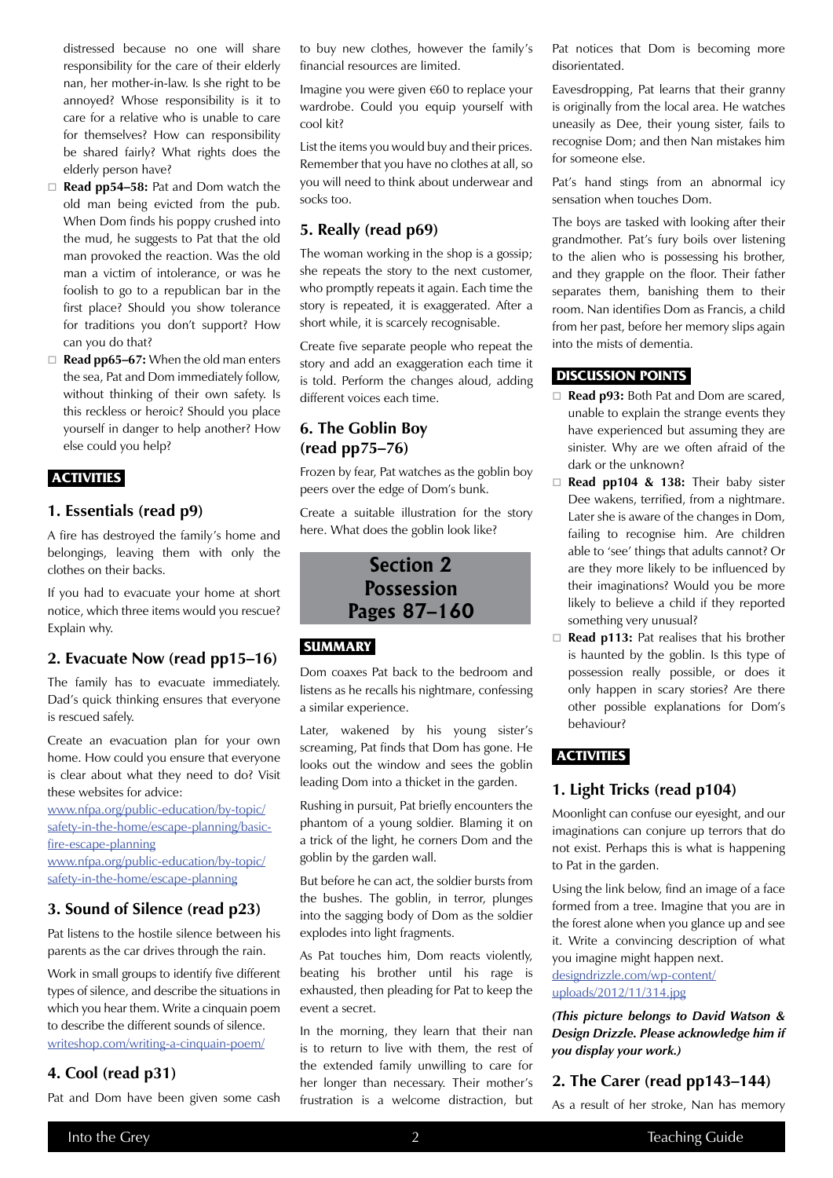distressed because no one will share responsibility for the care of their elderly nan, her mother-in-law. Is she right to be annoyed? Whose responsibility is it to care for a relative who is unable to care for themselves? How can responsibility be shared fairly? What rights does the elderly person have?

- **Read pp54–58:** Pat and Dom watch the old man being evicted from the pub. When Dom finds his poppy crushed into the mud, he suggests to Pat that the old man provoked the reaction. Was the old man a victim of intolerance, or was he foolish to go to a republican bar in the first place? Should you show tolerance for traditions you don't support? How can you do that?
- **Read pp65–67:** When the old man enters the sea, Pat and Dom immediately follow, without thinking of their own safety. Is this reckless or heroic? Should you place yourself in danger to help another? How else could you help?

## ACTIVITIES

### 1. Essentials (read p9)

A fire has destroyed the family's home and belongings, leaving them with only the clothes on their backs.

If you had to evacuate your home at short notice, which three items would you rescue? Explain why.

### 2. Evacuate Now (read pp15–16)

The family has to evacuate immediately. Dad's quick thinking ensures that everyone is rescued safely.

Create an evacuation plan for your own home. How could you ensure that everyone is clear about what they need to do? Visit these websites for advice:
www.nfpa.org/public-education/by-topic/safety-in-the-home/escape-planning/basic-fire-escape-planning
www.nfpa.org/public-education/by-topic/safety-in-the-home/escape-planning

### 3. Sound of Silence (read p23)

Pat listens to the hostile silence between his parents as the car drives through the rain.

Work in small groups to identify five different types of silence, and describe the situations in which you hear them. Write a cinquain poem to describe the different sounds of silence.
writeshop.com/writing-a-cinquain-poem/

### 4. Cool (read p31)

Pat and Dom have been given some cash to buy new clothes, however the family's financial resources are limited.

Imagine you were given €60 to replace your wardrobe. Could you equip yourself with cool kit?

List the items you would buy and their prices. Remember that you have no clothes at all, so you will need to think about underwear and socks too.

### 5. Really (read p69)

The woman working in the shop is a gossip; she repeats the story to the next customer, who promptly repeats it again. Each time the story is repeated, it is exaggerated. After a short while, it is scarcely recognisable.

Create five separate people who repeat the story and add an exaggeration each time it is told. Perform the changes aloud, adding different voices each time.

### 6. The Goblin Boy (read pp75–76)

Frozen by fear, Pat watches as the goblin boy peers over the edge of Dom's bunk.

Create a suitable illustration for the story here. What does the goblin look like?

# Section 2
# Possession
# Pages 87–160

## SUMMARY

Dom coaxes Pat back to the bedroom and listens as he recalls his nightmare, confessing a similar experience.

Later, wakened by his young sister's screaming, Pat finds that Dom has gone. He looks out the window and sees the goblin leading Dom into a thicket in the garden.

Rushing in pursuit, Pat briefly encounters the phantom of a young soldier. Blaming it on a trick of the light, he corners Dom and the goblin by the garden wall.

But before he can act, the soldier bursts from the bushes. The goblin, in terror, plunges into the sagging body of Dom as the soldier explodes into light fragments.

As Pat touches him, Dom reacts violently, beating his brother until his rage is exhausted, then pleading for Pat to keep the event a secret.

In the morning, they learn that their nan is to return to live with them, the rest of the extended family unwilling to care for her longer than necessary. Their mother's frustration is a welcome distraction, but Pat notices that Dom is becoming more disorientated.

Eavesdropping, Pat learns that their granny is originally from the local area. He watches uneasily as Dee, their young sister, fails to recognise Dom; and then Nan mistakes him for someone else.

Pat's hand stings from an abnormal icy sensation when touches Dom.

The boys are tasked with looking after their grandmother. Pat's fury boils over listening to the alien who is possessing his brother, and they grapple on the floor. Their father separates them, banishing them to their room. Nan identifies Dom as Francis, a child from her past, before her memory slips again into the mists of dementia.

## DISCUSSION POINTS

- **Read p93:** Both Pat and Dom are scared, unable to explain the strange events they have experienced but assuming they are sinister. Why are we often afraid of the dark or the unknown?
- **Read pp104 & 138:** Their baby sister Dee wakens, terrified, from a nightmare. Later she is aware of the changes in Dom, failing to recognise him. Are children able to 'see' things that adults cannot? Or are they more likely to be influenced by their imaginations? Would you be more likely to believe a child if they reported something very unusual?
- **Read p113:** Pat realises that his brother is haunted by the goblin. Is this type of possession really possible, or does it only happen in scary stories? Are there other possible explanations for Dom's behaviour?

## ACTIVITIES

### 1. Light Tricks (read p104)

Moonlight can confuse our eyesight, and our imaginations can conjure up terrors that do not exist. Perhaps this is what is happening to Pat in the garden.

Using the link below, find an image of a face formed from a tree. Imagine that you are in the forest alone when you glance up and see it. Write a convincing description of what you imagine might happen next.
designdrizzle.com/wp-content/uploads/2012/11/314.jpg

***(This picture belongs to David Watson & Design Drizzle. Please acknowledge him if you display your work.)***

### 2. The Carer (read pp143–144)

As a result of her stroke, Nan has memory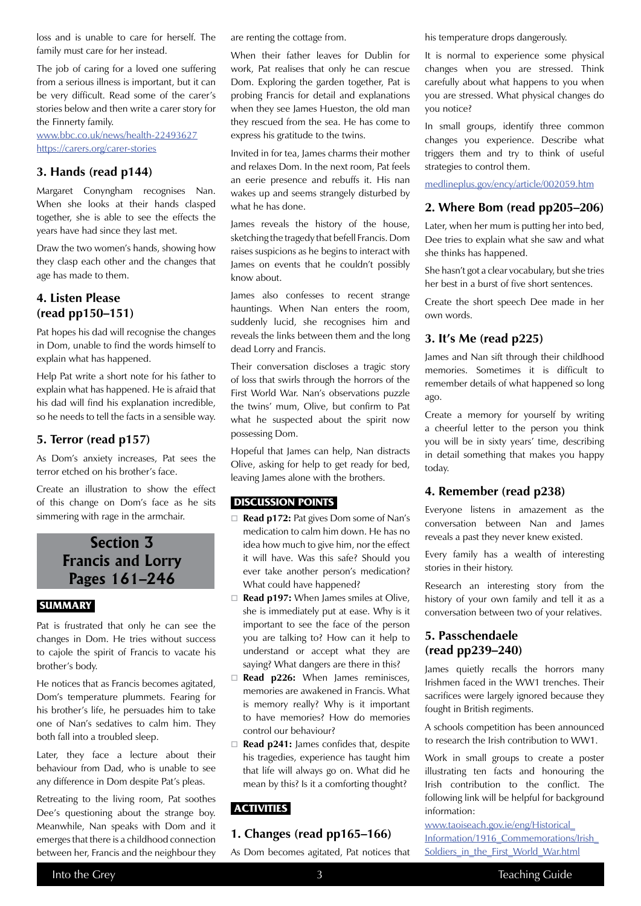loss and is unable to care for herself. The family must care for her instead.

The job of caring for a loved one suffering from a serious illness is important, but it can be very difficult. Read some of the carer's stories below and then write a carer story for the Finnerty family.

www.bbc.co.uk/news/health-22493627
https://carers.org/carer-stories

### 3. Hands (read p144)

Margaret Conyngham recognises Nan. When she looks at their hands clasped together, she is able to see the effects the years have had since they last met.

Draw the two women's hands, showing how they clasp each other and the changes that age has made to them.

### 4. Listen Please (read pp150–151)

Pat hopes his dad will recognise the changes in Dom, unable to find the words himself to explain what has happened.

Help Pat write a short note for his father to explain what has happened. He is afraid that his dad will find his explanation incredible, so he needs to tell the facts in a sensible way.

### 5. Terror (read p157)

As Dom's anxiety increases, Pat sees the terror etched on his brother's face.

Create an illustration to show the effect of this change on Dom's face as he sits simmering with rage in the armchair.

## Section 3 Francis and Lorry Pages 161–246

### SUMMARY

Pat is frustrated that only he can see the changes in Dom. He tries without success to cajole the spirit of Francis to vacate his brother's body.

He notices that as Francis becomes agitated, Dom's temperature plummets. Fearing for his brother's life, he persuades him to take one of Nan's sedatives to calm him. They both fall into a troubled sleep.

Later, they face a lecture about their behaviour from Dad, who is unable to see any difference in Dom despite Pat's pleas.

Retreating to the living room, Pat soothes Dee's questioning about the strange boy. Meanwhile, Nan speaks with Dom and it emerges that there is a childhood connection between her, Francis and the neighbour they are renting the cottage from.

When their father leaves for Dublin for work, Pat realises that only he can rescue Dom. Exploring the garden together, Pat is probing Francis for detail and explanations when they see James Hueston, the old man they rescued from the sea. He has come to express his gratitude to the twins.

Invited in for tea, James charms their mother and relaxes Dom. In the next room, Pat feels an eerie presence and rebuffs it. His nan wakes up and seems strangely disturbed by what he has done.

James reveals the history of the house, sketching the tragedy that befell Francis. Dom raises suspicions as he begins to interact with James on events that he couldn't possibly know about.

James also confesses to recent strange hauntings. When Nan enters the room, suddenly lucid, she recognises him and reveals the links between them and the long dead Lorry and Francis.

Their conversation discloses a tragic story of loss that swirls through the horrors of the First World War. Nan's observations puzzle the twins' mum, Olive, but confirm to Pat what he suspected about the spirit now possessing Dom.

Hopeful that James can help, Nan distracts Olive, asking for help to get ready for bed, leaving James alone with the brothers.

### DISCUSSION POINTS

- **Read p172:** Pat gives Dom some of Nan's medication to calm him down. He has no idea how much to give him, nor the effect it will have. Was this safe? Should you ever take another person's medication? What could have happened?
- **Read p197:** When James smiles at Olive, she is immediately put at ease. Why is it important to see the face of the person you are talking to? How can it help to understand or accept what they are saying? What dangers are there in this?
- **Read p226:** When James reminisces, memories are awakened in Francis. What is memory really? Why is it important to have memories? How do memories control our behaviour?
- **Read p241:** James confides that, despite his tragedies, experience has taught him that life will always go on. What did he mean by this? Is it a comforting thought?

### ACTIVITIES

### 1. Changes (read pp165–166)

As Dom becomes agitated, Pat notices that his temperature drops dangerously.

It is normal to experience some physical changes when you are stressed. Think carefully about what happens to you when you are stressed. What physical changes do you notice?

In small groups, identify three common changes you experience. Describe what triggers them and try to think of useful strategies to control them.

medlineplus.gov/ency/article/002059.htm

### 2. Where Bom (read pp205–206)

Later, when her mum is putting her into bed, Dee tries to explain what she saw and what she thinks has happened.

She hasn't got a clear vocabulary, but she tries her best in a burst of five short sentences.

Create the short speech Dee made in her own words.

### 3. It's Me (read p225)

James and Nan sift through their childhood memories. Sometimes it is difficult to remember details of what happened so long ago.

Create a memory for yourself by writing a cheerful letter to the person you think you will be in sixty years' time, describing in detail something that makes you happy today.

### 4. Remember (read p238)

Everyone listens in amazement as the conversation between Nan and James reveals a past they never knew existed.

Every family has a wealth of interesting stories in their history.

Research an interesting story from the history of your own family and tell it as a conversation between two of your relatives.

### 5. Passchendaele (read pp239–240)

James quietly recalls the horrors many Irishmen faced in the WW1 trenches. Their sacrifices were largely ignored because they fought in British regiments.

A schools competition has been announced to research the Irish contribution to WW1.

Work in small groups to create a poster illustrating ten facts and honouring the Irish contribution to the conflict. The following link will be helpful for background information:

www.taoiseach.gov.ie/eng/Historical_Information/1916_Commemorations/Irish_Soldiers_in_the_First_World_War.html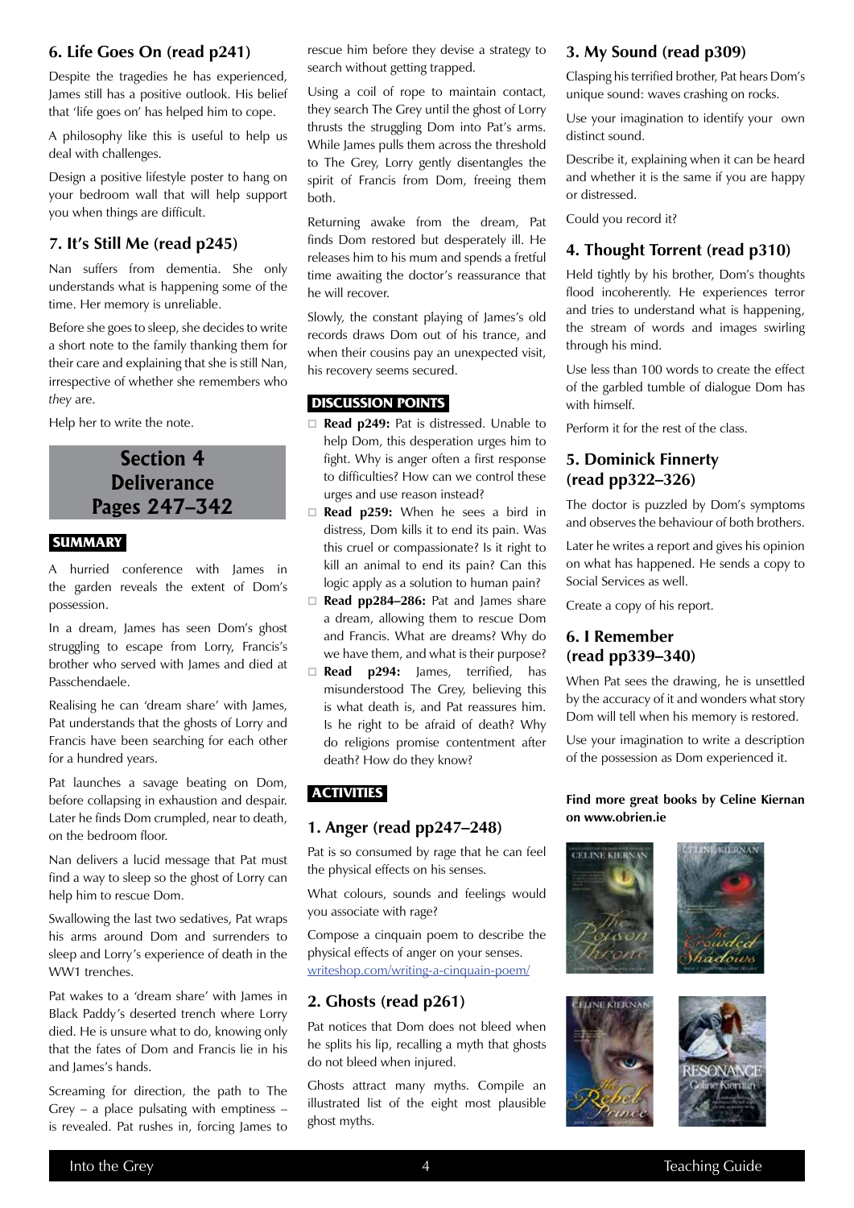## 6. Life Goes On (read p241)

Despite the tragedies he has experienced, James still has a positive outlook. His belief that 'life goes on' has helped him to cope.

A philosophy like this is useful to help us deal with challenges.

Design a positive lifestyle poster to hang on your bedroom wall that will help support you when things are difficult.

## 7. It's Still Me (read p245)

Nan suffers from dementia. She only understands what is happening some of the time. Her memory is unreliable.

Before she goes to sleep, she decides to write a short note to the family thanking them for their care and explaining that she is still Nan, irrespective of whether she remembers who *they* are.

Help her to write the note.

# Section 4 Deliverance Pages 247–342

### SUMMARY

A hurried conference with James in the garden reveals the extent of Dom's possession.

In a dream, James has seen Dom's ghost struggling to escape from Lorry, Francis's brother who served with James and died at Passchendaele.

Realising he can 'dream share' with James, Pat understands that the ghosts of Lorry and Francis have been searching for each other for a hundred years.

Pat launches a savage beating on Dom, before collapsing in exhaustion and despair. Later he finds Dom crumpled, near to death, on the bedroom floor.

Nan delivers a lucid message that Pat must find a way to sleep so the ghost of Lorry can help him to rescue Dom.

Swallowing the last two sedatives, Pat wraps his arms around Dom and surrenders to sleep and Lorry's experience of death in the WW1 trenches.

Pat wakes to a 'dream share' with James in Black Paddy's deserted trench where Lorry died. He is unsure what to do, knowing only that the fates of Dom and Francis lie in his and James's hands.

Screaming for direction, the path to The Grey – a place pulsating with emptiness – is revealed. Pat rushes in, forcing James to rescue him before they devise a strategy to search without getting trapped.

Using a coil of rope to maintain contact, they search The Grey until the ghost of Lorry thrusts the struggling Dom into Pat's arms. While James pulls them across the threshold to The Grey, Lorry gently disentangles the spirit of Francis from Dom, freeing them both.

Returning awake from the dream, Pat finds Dom restored but desperately ill. He releases him to his mum and spends a fretful time awaiting the doctor's reassurance that he will recover.

Slowly, the constant playing of James's old records draws Dom out of his trance, and when their cousins pay an unexpected visit, his recovery seems secured.

### DISCUSSION POINTS

- **Read p249:** Pat is distressed. Unable to help Dom, this desperation urges him to fight. Why is anger often a first response to difficulties? How can we control these urges and use reason instead?
- **Read p259:** When he sees a bird in distress, Dom kills it to end its pain. Was this cruel or compassionate? Is it right to kill an animal to end its pain? Can this logic apply as a solution to human pain?
- **Read pp284–286:** Pat and James share a dream, allowing them to rescue Dom and Francis. What are dreams? Why do we have them, and what is their purpose?
- **Read p294:** James, terrified, has misunderstood The Grey, believing this is what death is, and Pat reassures him. Is he right to be afraid of death? Why do religions promise contentment after death? How do they know?

### ACTIVITIES

## 1. Anger (read pp247–248)

Pat is so consumed by rage that he can feel the physical effects on his senses.

What colours, sounds and feelings would you associate with rage?

Compose a cinquain poem to describe the physical effects of anger on your senses. writeshop.com/writing-a-cinquain-poem/

## 2. Ghosts (read p261)

Pat notices that Dom does not bleed when he splits his lip, recalling a myth that ghosts do not bleed when injured.

Ghosts attract many myths. Compile an illustrated list of the eight most plausible ghost myths.

## 3. My Sound (read p309)

Clasping his terrified brother, Pat hears Dom's unique sound: waves crashing on rocks.

Use your imagination to identify your own distinct sound.

Describe it, explaining when it can be heard and whether it is the same if you are happy or distressed.

Could you record it?

## 4. Thought Torrent (read p310)

Held tightly by his brother, Dom's thoughts flood incoherently. He experiences terror and tries to understand what is happening, the stream of words and images swirling through his mind.

Use less than 100 words to create the effect of the garbled tumble of dialogue Dom has with himself.

Perform it for the rest of the class.

## 5. Dominick Finnerty (read pp322–326)

The doctor is puzzled by Dom's symptoms and observes the behaviour of both brothers.

Later he writes a report and gives his opinion on what has happened. He sends a copy to Social Services as well.

Create a copy of his report.

## 6. I Remember (read pp339–340)

When Pat sees the drawing, he is unsettled by the accuracy of it and wonders what story Dom will tell when his memory is restored.

Use your imagination to write a description of the possession as Dom experienced it.

**Find more great books by Celine Kiernan on www.obrien.ie**